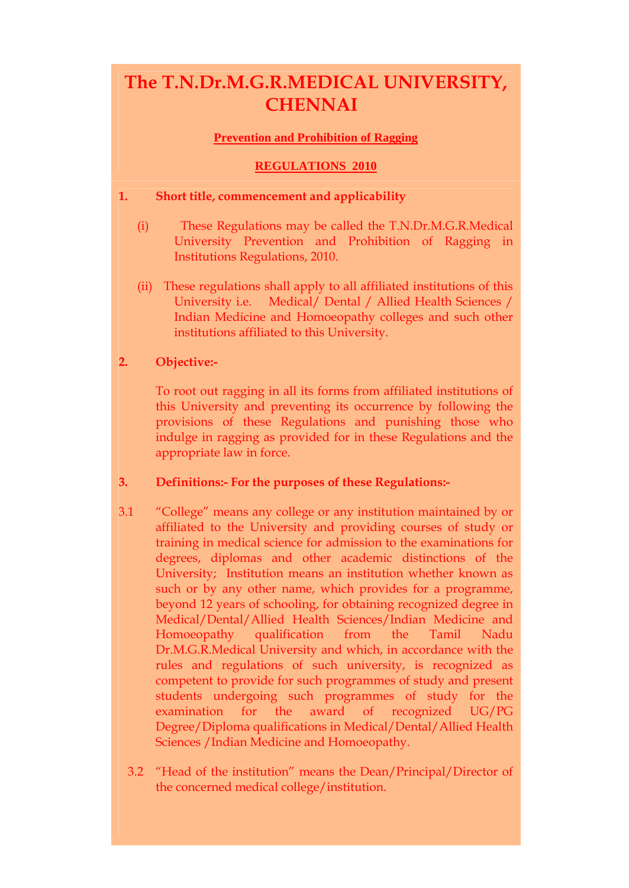# The T.N.Dr.M.G.R.MEDICAL UNIVERSITY, CHENNAI

**Prevention and Prohibition of Ragging**

**REGULATIONS 2010**

## 1. Short title, commencement and applicability

(i) These Regulations may be called the T.N.Dr.M.G.R.Medical University Prevention and Prohibition of Ragging in Institutions Regulations, 2010.

(ii) These regulations shall apply to all affiliated institutions of this University i.e. Medical/ Dental / Allied Health Sciences / Indian Medicine and Homoeopathy colleges and such other institutions affiliated to this University.

## 2. Objective:-

To root out ragging in all its forms from affiliated institutions of this University and preventing its occurrence by following the provisions of these Regulations and punishing those who indulge in ragging as provided for in these Regulations and the appropriate law in force.

## 3. Definitions:- For the purposes of these Regulations:-

3.1 "College" means any college or any institution maintained by or affiliated to the University and providing courses of study or training in medical science for admission to the examinations for degrees, diplomas and other academic distinctions of the University; Institution means an institution whether known as such or by any other name, which provides for a programme, beyond 12 years of schooling, for obtaining recognized degree in Medical/Dental/Allied Health Sciences/Indian Medicine and Homoeopathy qualification from the Tamil Nadu Dr.M.G.R.Medical University and which, in accordance with the rules and regulations of such university, is recognized as competent to provide for such programmes of study and present students undergoing such programmes of study for the examination for the award of recognized UG/PG Degree/Diploma qualifications in Medical/Dental/Allied Health Sciences /Indian Medicine and Homoeopathy.

3.2 "Head of the institution" means the Dean/Principal/Director of the concerned medical college/institution.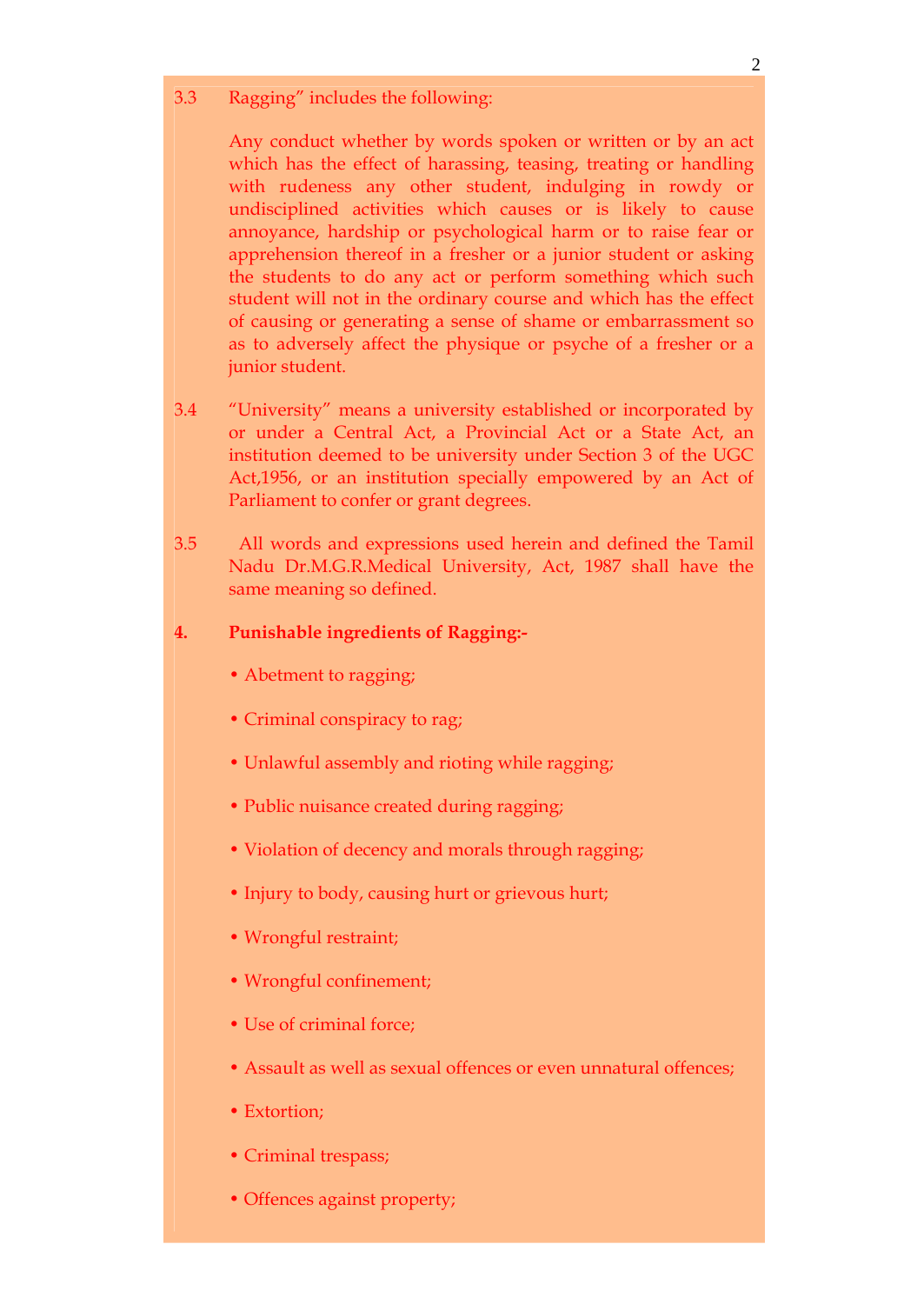3.3 Ragging" includes the following:

Any conduct whether by words spoken or written or by an act which has the effect of harassing, teasing, treating or handling with rudeness any other student, indulging in rowdy or undisciplined activities which causes or is likely to cause annoyance, hardship or psychological harm or to raise fear or apprehension thereof in a fresher or a junior student or asking the students to do any act or perform something which such student will not in the ordinary course and which has the effect of causing or generating a sense of shame or embarrassment so as to adversely affect the physique or psyche of a fresher or a junior student.

3.4 "University" means a university established or incorporated by or under a Central Act, a Provincial Act or a State Act, an institution deemed to be university under Section 3 of the UGC Act,1956, or an institution specially empowered by an Act of Parliament to confer or grant degrees.

3.5 All words and expressions used herein and defined the Tamil Nadu Dr.M.G.R.Medical University, Act, 1987 shall have the same meaning so defined.

**4. Punishable ingredients of Ragging:-**

- Abetment to ragging;
- Criminal conspiracy to rag;
- Unlawful assembly and rioting while ragging;
- Public nuisance created during ragging;
- Violation of decency and morals through ragging;
- Injury to body, causing hurt or grievous hurt;
- Wrongful restraint;
- Wrongful confinement;
- Use of criminal force;
- Assault as well as sexual offences or even unnatural offences;
- Extortion;
- Criminal trespass;
- Offences against property;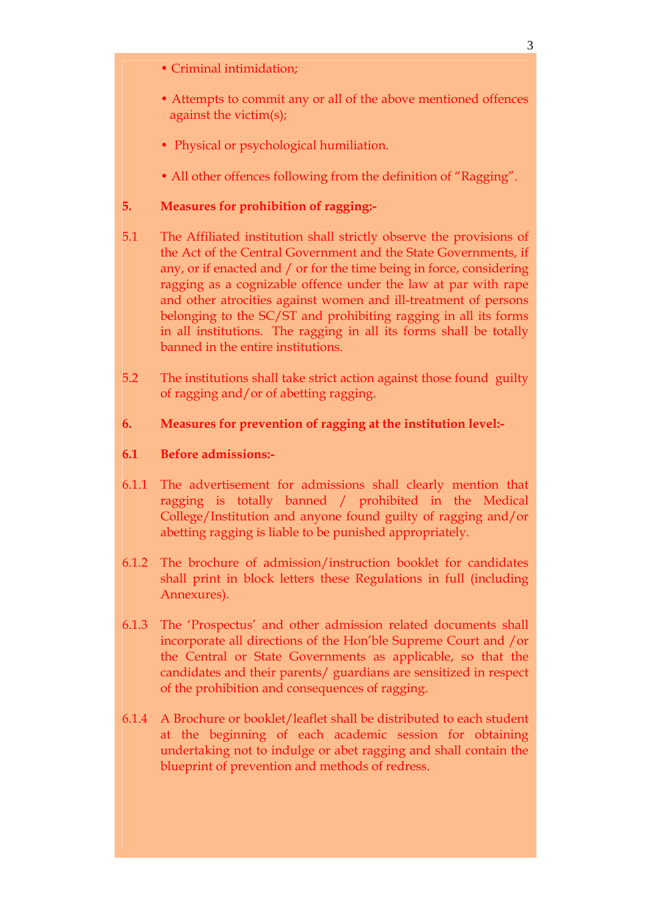- Criminal intimidation;
- Attempts to commit any or all of the above mentioned offences against the victim(s);
- Physical or psychological humiliation.
- All other offences following from the definition of "Ragging".

**5. Measures for prohibition of ragging:-**

5.1 The Affiliated institution shall strictly observe the provisions of the Act of the Central Government and the State Governments, if any, or if enacted and / or for the time being in force, considering ragging as a cognizable offence under the law at par with rape and other atrocities against women and ill-treatment of persons belonging to the SC/ST and prohibiting ragging in all its forms in all institutions. The ragging in all its forms shall be totally banned in the entire institutions.

5.2 The institutions shall take strict action against those found guilty of ragging and/or of abetting ragging.

**6. Measures for prevention of ragging at the institution level:-**

**6.1 Before admissions:-**

6.1.1 The advertisement for admissions shall clearly mention that ragging is totally banned / prohibited in the Medical College/Institution and anyone found guilty of ragging and/or abetting ragging is liable to be punished appropriately.

6.1.2 The brochure of admission/instruction booklet for candidates shall print in block letters these Regulations in full (including Annexures).

6.1.3 The 'Prospectus' and other admission related documents shall incorporate all directions of the Hon'ble Supreme Court and /or the Central or State Governments as applicable, so that the candidates and their parents/ guardians are sensitized in respect of the prohibition and consequences of ragging.

6.1.4 A Brochure or booklet/leaflet shall be distributed to each student at the beginning of each academic session for obtaining undertaking not to indulge or abet ragging and shall contain the blueprint of prevention and methods of redress.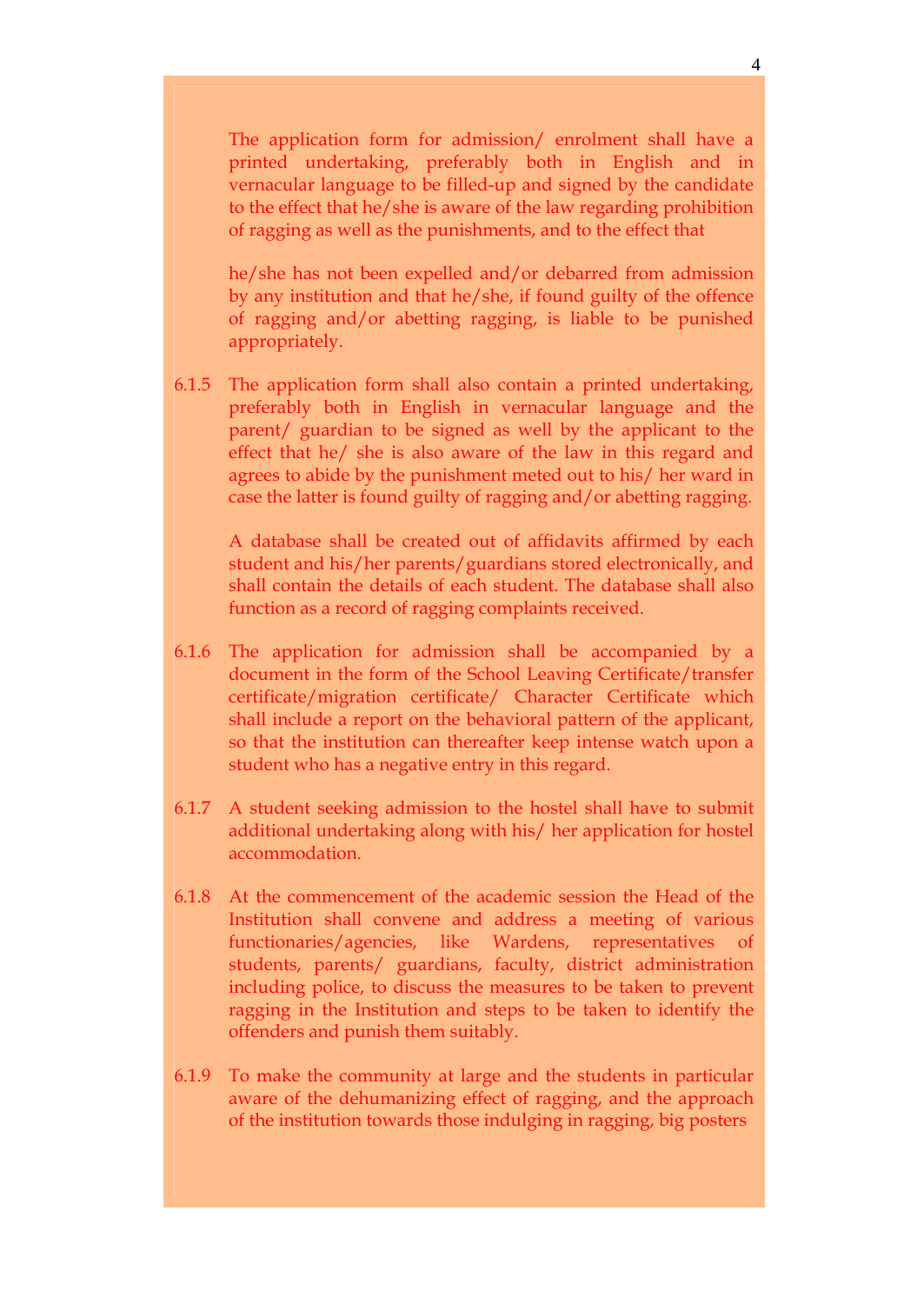The application form for admission/ enrolment shall have a printed undertaking, preferably both in English and in vernacular language to be filled-up and signed by the candidate to the effect that he/she is aware of the law regarding prohibition of ragging as well as the punishments, and to the effect that

he/she has not been expelled and/or debarred from admission by any institution and that he/she, if found guilty of the offence of ragging and/or abetting ragging, is liable to be punished appropriately.

6.1.5 The application form shall also contain a printed undertaking, preferably both in English in vernacular language and the parent/ guardian to be signed as well by the applicant to the effect that he/ she is also aware of the law in this regard and agrees to abide by the punishment meted out to his/ her ward in case the latter is found guilty of ragging and/or abetting ragging.

A database shall be created out of affidavits affirmed by each student and his/her parents/guardians stored electronically, and shall contain the details of each student. The database shall also function as a record of ragging complaints received.

6.1.6 The application for admission shall be accompanied by a document in the form of the School Leaving Certificate/transfer certificate/migration certificate/ Character Certificate which shall include a report on the behavioral pattern of the applicant, so that the institution can thereafter keep intense watch upon a student who has a negative entry in this regard.

6.1.7 A student seeking admission to the hostel shall have to submit additional undertaking along with his/ her application for hostel accommodation.

6.1.8 At the commencement of the academic session the Head of the Institution shall convene and address a meeting of various functionaries/agencies, like Wardens, representatives of students, parents/ guardians, faculty, district administration including police, to discuss the measures to be taken to prevent ragging in the Institution and steps to be taken to identify the offenders and punish them suitably.

6.1.9 To make the community at large and the students in particular aware of the dehumanizing effect of ragging, and the approach of the institution towards those indulging in ragging, big posters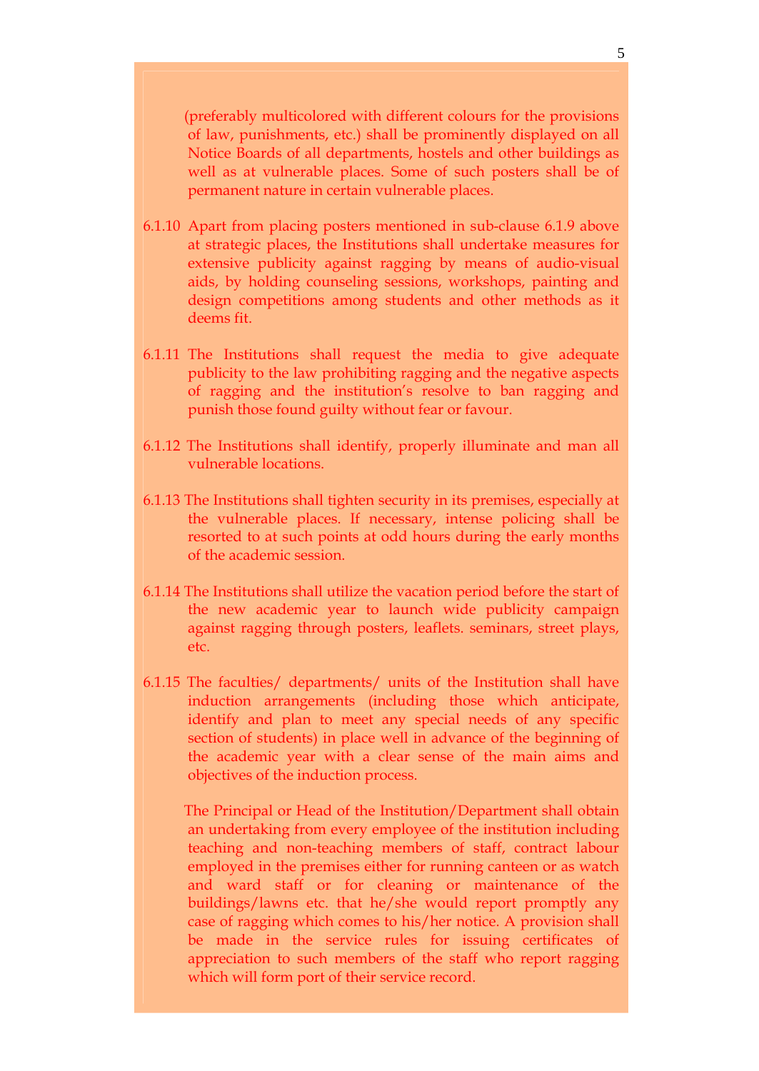(preferably multicolored with different colours for the provisions of law, punishments, etc.) shall be prominently displayed on all Notice Boards of all departments, hostels and other buildings as well as at vulnerable places. Some of such posters shall be of permanent nature in certain vulnerable places.

6.1.10 Apart from placing posters mentioned in sub-clause 6.1.9 above at strategic places, the Institutions shall undertake measures for extensive publicity against ragging by means of audio-visual aids, by holding counseling sessions, workshops, painting and design competitions among students and other methods as it deems fit.

6.1.11 The Institutions shall request the media to give adequate publicity to the law prohibiting ragging and the negative aspects of ragging and the institution's resolve to ban ragging and punish those found guilty without fear or favour.

6.1.12 The Institutions shall identify, properly illuminate and man all vulnerable locations.

6.1.13 The Institutions shall tighten security in its premises, especially at the vulnerable places. If necessary, intense policing shall be resorted to at such points at odd hours during the early months of the academic session.

6.1.14 The Institutions shall utilize the vacation period before the start of the new academic year to launch wide publicity campaign against ragging through posters, leaflets. seminars, street plays, etc.

6.1.15 The faculties/ departments/ units of the Institution shall have induction arrangements (including those which anticipate, identify and plan to meet any special needs of any specific section of students) in place well in advance of the beginning of the academic year with a clear sense of the main aims and objectives of the induction process.

The Principal or Head of the Institution/Department shall obtain an undertaking from every employee of the institution including teaching and non-teaching members of staff, contract labour employed in the premises either for running canteen or as watch and ward staff or for cleaning or maintenance of the buildings/lawns etc. that he/she would report promptly any case of ragging which comes to his/her notice. A provision shall be made in the service rules for issuing certificates of appreciation to such members of the staff who report ragging which will form port of their service record.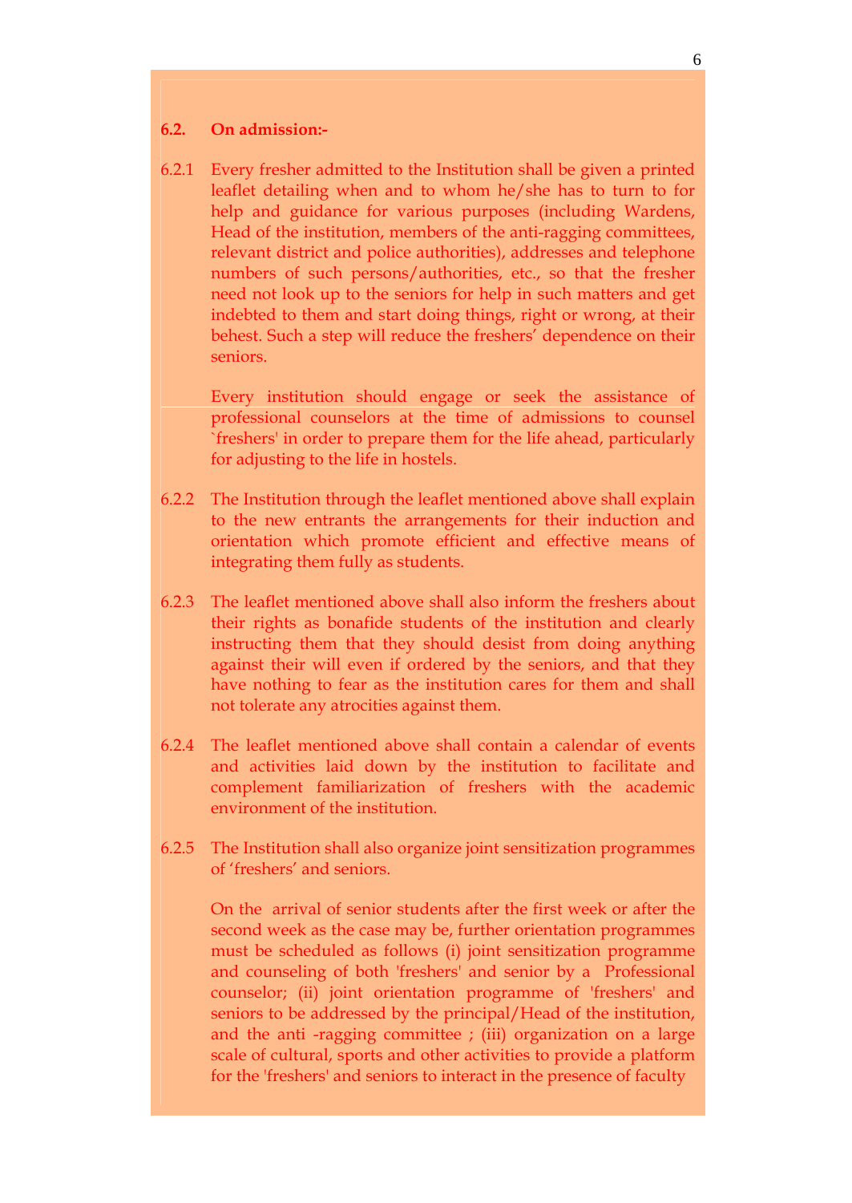**6.2. On admission:-**

6.2.1 Every fresher admitted to the Institution shall be given a printed leaflet detailing when and to whom he/she has to turn to for help and guidance for various purposes (including Wardens, Head of the institution, members of the anti-ragging committees, relevant district and police authorities), addresses and telephone numbers of such persons/authorities, etc., so that the fresher need not look up to the seniors for help in such matters and get indebted to them and start doing things, right or wrong, at their behest. Such a step will reduce the freshers' dependence on their seniors.

Every institution should engage or seek the assistance of professional counselors at the time of admissions to counsel `freshers' in order to prepare them for the life ahead, particularly for adjusting to the life in hostels.

6.2.2 The Institution through the leaflet mentioned above shall explain to the new entrants the arrangements for their induction and orientation which promote efficient and effective means of integrating them fully as students.

6.2.3 The leaflet mentioned above shall also inform the freshers about their rights as bonafide students of the institution and clearly instructing them that they should desist from doing anything against their will even if ordered by the seniors, and that they have nothing to fear as the institution cares for them and shall not tolerate any atrocities against them.

6.2.4 The leaflet mentioned above shall contain a calendar of events and activities laid down by the institution to facilitate and complement familiarization of freshers with the academic environment of the institution.

6.2.5 The Institution shall also organize joint sensitization programmes of 'freshers' and seniors.

On the arrival of senior students after the first week or after the second week as the case may be, further orientation programmes must be scheduled as follows (i) joint sensitization programme and counseling of both 'freshers' and senior by a Professional counselor; (ii) joint orientation programme of 'freshers' and seniors to be addressed by the principal/Head of the institution, and the anti -ragging committee ; (iii) organization on a large scale of cultural, sports and other activities to provide a platform for the 'freshers' and seniors to interact in the presence of faculty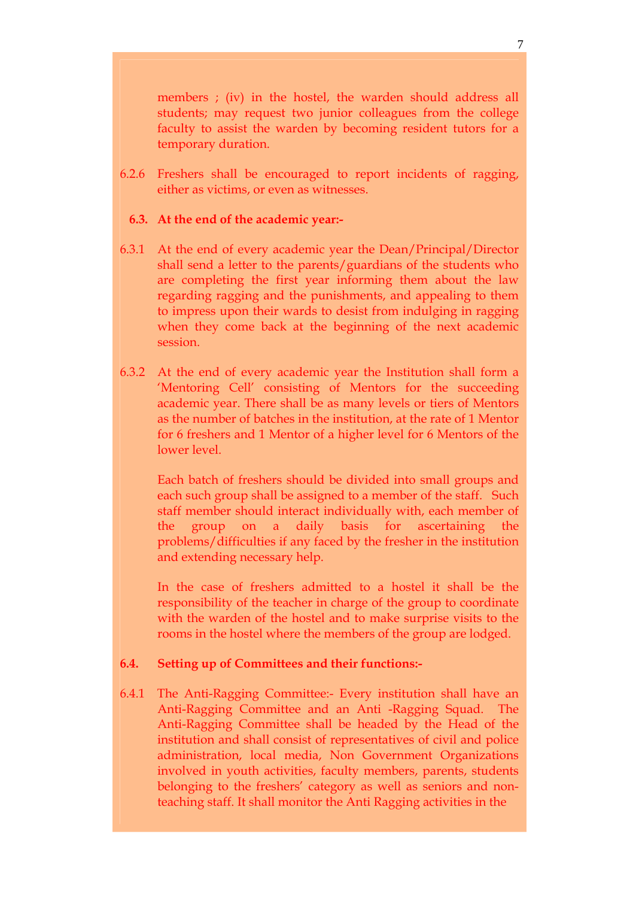members ; (iv) in the hostel, the warden should address all students; may request two junior colleagues from the college faculty to assist the warden by becoming resident tutors for a temporary duration.

6.2.6 Freshers shall be encouraged to report incidents of ragging, either as victims, or even as witnesses.

**6.3. At the end of the academic year:-**

6.3.1 At the end of every academic year the Dean/Principal/Director shall send a letter to the parents/guardians of the students who are completing the first year informing them about the law regarding ragging and the punishments, and appealing to them to impress upon their wards to desist from indulging in ragging when they come back at the beginning of the next academic session.

6.3.2 At the end of every academic year the Institution shall form a 'Mentoring Cell' consisting of Mentors for the succeeding academic year. There shall be as many levels or tiers of Mentors as the number of batches in the institution, at the rate of 1 Mentor for 6 freshers and 1 Mentor of a higher level for 6 Mentors of the lower level.

Each batch of freshers should be divided into small groups and each such group shall be assigned to a member of the staff. Such staff member should interact individually with, each member of the group on a daily basis for ascertaining the problems/difficulties if any faced by the fresher in the institution and extending necessary help.

In the case of freshers admitted to a hostel it shall be the responsibility of the teacher in charge of the group to coordinate with the warden of the hostel and to make surprise visits to the rooms in the hostel where the members of the group are lodged.

**6.4. Setting up of Committees and their functions:-**

6.4.1 The Anti-Ragging Committee:- Every institution shall have an Anti-Ragging Committee and an Anti -Ragging Squad. The Anti-Ragging Committee shall be headed by the Head of the institution and shall consist of representatives of civil and police administration, local media, Non Government Organizations involved in youth activities, faculty members, parents, students belonging to the freshers' category as well as seniors and non-teaching staff. It shall monitor the Anti Ragging activities in the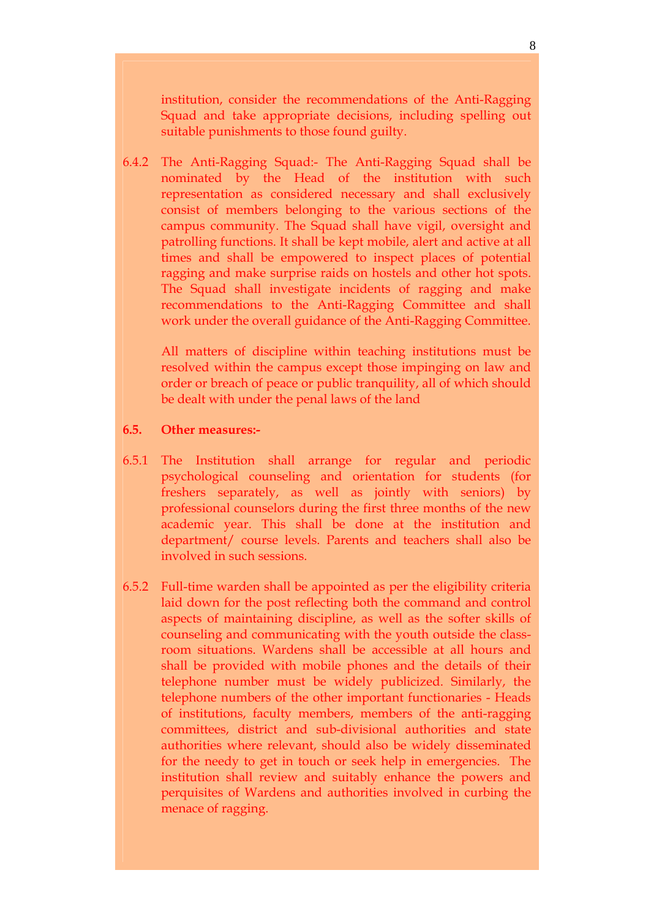institution, consider the recommendations of the Anti-Ragging Squad and take appropriate decisions, including spelling out suitable punishments to those found guilty.

6.4.2 The Anti-Ragging Squad:- The Anti-Ragging Squad shall be nominated by the Head of the institution with such representation as considered necessary and shall exclusively consist of members belonging to the various sections of the campus community. The Squad shall have vigil, oversight and patrolling functions. It shall be kept mobile, alert and active at all times and shall be empowered to inspect places of potential ragging and make surprise raids on hostels and other hot spots. The Squad shall investigate incidents of ragging and make recommendations to the Anti-Ragging Committee and shall work under the overall guidance of the Anti-Ragging Committee.

All matters of discipline within teaching institutions must be resolved within the campus except those impinging on law and order or breach of peace or public tranquility, all of which should be dealt with under the penal laws of the land

**6.5. Other measures:-**

6.5.1 The Institution shall arrange for regular and periodic psychological counseling and orientation for students (for freshers separately, as well as jointly with seniors) by professional counselors during the first three months of the new academic year. This shall be done at the institution and department/ course levels. Parents and teachers shall also be involved in such sessions.

6.5.2 Full-time warden shall be appointed as per the eligibility criteria laid down for the post reflecting both the command and control aspects of maintaining discipline, as well as the softer skills of counseling and communicating with the youth outside the class-room situations. Wardens shall be accessible at all hours and shall be provided with mobile phones and the details of their telephone number must be widely publicized. Similarly, the telephone numbers of the other important functionaries - Heads of institutions, faculty members, members of the anti-ragging committees, district and sub-divisional authorities and state authorities where relevant, should also be widely disseminated for the needy to get in touch or seek help in emergencies. The institution shall review and suitably enhance the powers and perquisites of Wardens and authorities involved in curbing the menace of ragging.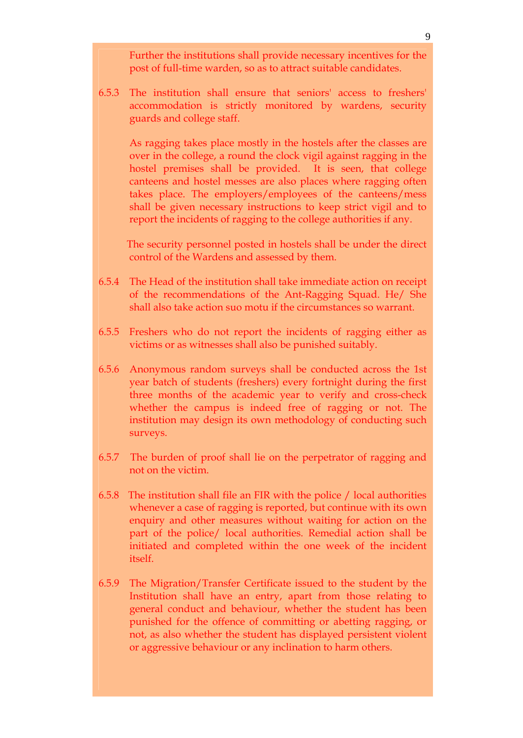Further the institutions shall provide necessary incentives for the post of full-time warden, so as to attract suitable candidates.

6.5.3 The institution shall ensure that seniors' access to freshers' accommodation is strictly monitored by wardens, security guards and college staff.

As ragging takes place mostly in the hostels after the classes are over in the college, a round the clock vigil against ragging in the hostel premises shall be provided. It is seen, that college canteens and hostel messes are also places where ragging often takes place. The employers/employees of the canteens/mess shall be given necessary instructions to keep strict vigil and to report the incidents of ragging to the college authorities if any.

The security personnel posted in hostels shall be under the direct control of the Wardens and assessed by them.

6.5.4 The Head of the institution shall take immediate action on receipt of the recommendations of the Ant-Ragging Squad. He/ She shall also take action suo motu if the circumstances so warrant.

6.5.5 Freshers who do not report the incidents of ragging either as victims or as witnesses shall also be punished suitably.

6.5.6 Anonymous random surveys shall be conducted across the 1st year batch of students (freshers) every fortnight during the first three months of the academic year to verify and cross-check whether the campus is indeed free of ragging or not. The institution may design its own methodology of conducting such surveys.

6.5.7 The burden of proof shall lie on the perpetrator of ragging and not on the victim.

6.5.8 The institution shall file an FIR with the police / local authorities whenever a case of ragging is reported, but continue with its own enquiry and other measures without waiting for action on the part of the police/ local authorities. Remedial action shall be initiated and completed within the one week of the incident itself.

6.5.9 The Migration/Transfer Certificate issued to the student by the Institution shall have an entry, apart from those relating to general conduct and behaviour, whether the student has been punished for the offence of committing or abetting ragging, or not, as also whether the student has displayed persistent violent or aggressive behaviour or any inclination to harm others.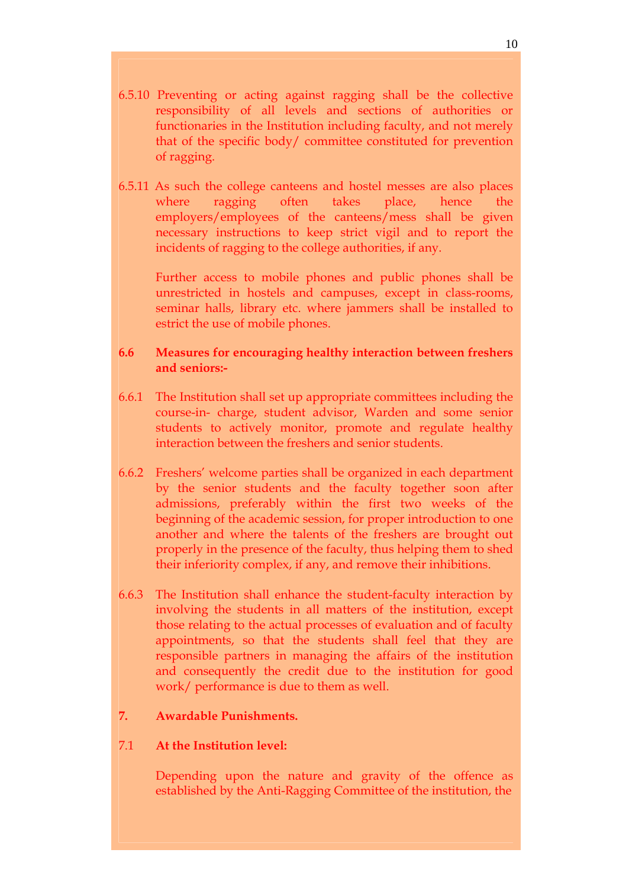6.5.10 Preventing or acting against ragging shall be the collective responsibility of all levels and sections of authorities or functionaries in the Institution including faculty, and not merely that of the specific body/ committee constituted for prevention of ragging.

6.5.11 As such the college canteens and hostel messes are also places where ragging often takes place, hence the employers/employees of the canteens/mess shall be given necessary instructions to keep strict vigil and to report the incidents of ragging to the college authorities, if any.

Further access to mobile phones and public phones shall be unrestricted in hostels and campuses, except in class-rooms, seminar halls, library etc. where jammers shall be installed to estrict the use of mobile phones.

**6.6 Measures for encouraging healthy interaction between freshers and seniors:-**

6.6.1 The Institution shall set up appropriate committees including the course-in- charge, student advisor, Warden and some senior students to actively monitor, promote and regulate healthy interaction between the freshers and senior students.

6.6.2 Freshers' welcome parties shall be organized in each department by the senior students and the faculty together soon after admissions, preferably within the first two weeks of the beginning of the academic session, for proper introduction to one another and where the talents of the freshers are brought out properly in the presence of the faculty, thus helping them to shed their inferiority complex, if any, and remove their inhibitions.

6.6.3 The Institution shall enhance the student-faculty interaction by involving the students in all matters of the institution, except those relating to the actual processes of evaluation and of faculty appointments, so that the students shall feel that they are responsible partners in managing the affairs of the institution and consequently the credit due to the institution for good work/ performance is due to them as well.

**7. Awardable Punishments.**

7.1 **At the Institution level:**

Depending upon the nature and gravity of the offence as established by the Anti-Ragging Committee of the institution, the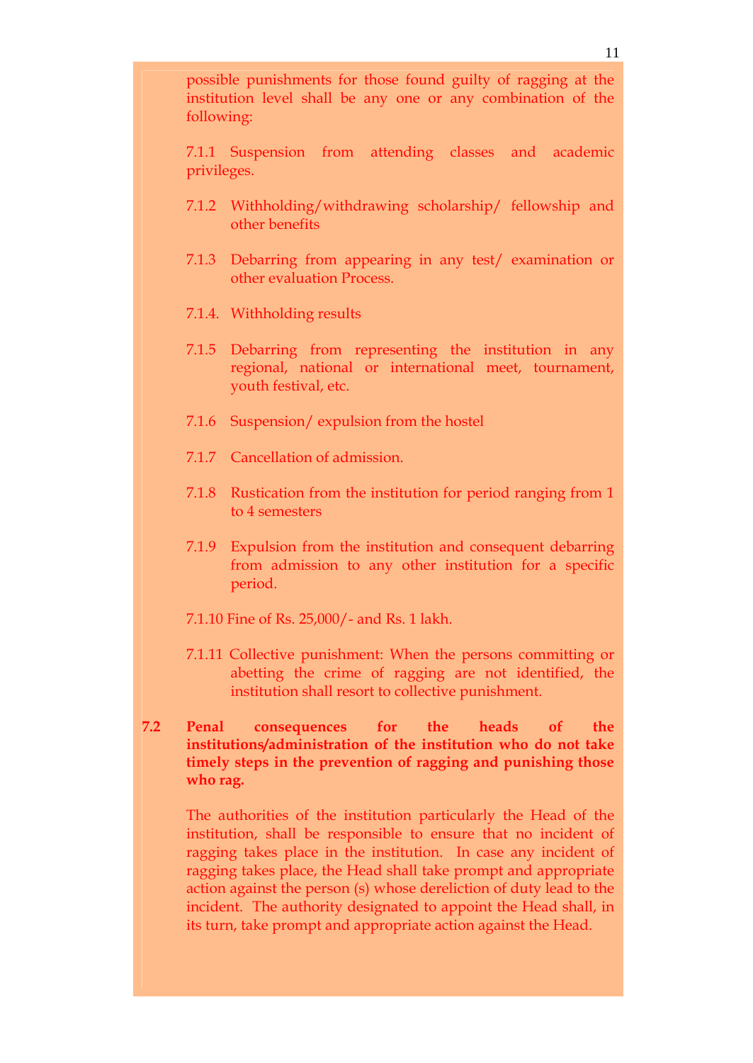possible punishments for those found guilty of ragging at the institution level shall be any one or any combination of the following:

7.1.1 Suspension from attending classes and academic privileges.

7.1.2 Withholding/withdrawing scholarship/ fellowship and other benefits

7.1.3 Debarring from appearing in any test/ examination or other evaluation Process.

7.1.4. Withholding results

7.1.5 Debarring from representing the institution in any regional, national or international meet, tournament, youth festival, etc.

7.1.6 Suspension/ expulsion from the hostel

7.1.7 Cancellation of admission.

7.1.8 Rustication from the institution for period ranging from 1 to 4 semesters

7.1.9 Expulsion from the institution and consequent debarring from admission to any other institution for a specific period.

7.1.10 Fine of Rs. 25,000/- and Rs. 1 lakh.

7.1.11 Collective punishment: When the persons committing or abetting the crime of ragging are not identified, the institution shall resort to collective punishment.

**7.2 Penal consequences for the heads of the institutions/administration of the institution who do not take timely steps in the prevention of ragging and punishing those who rag.**

The authorities of the institution particularly the Head of the institution, shall be responsible to ensure that no incident of ragging takes place in the institution. In case any incident of ragging takes place, the Head shall take prompt and appropriate action against the person (s) whose dereliction of duty lead to the incident. The authority designated to appoint the Head shall, in its turn, take prompt and appropriate action against the Head.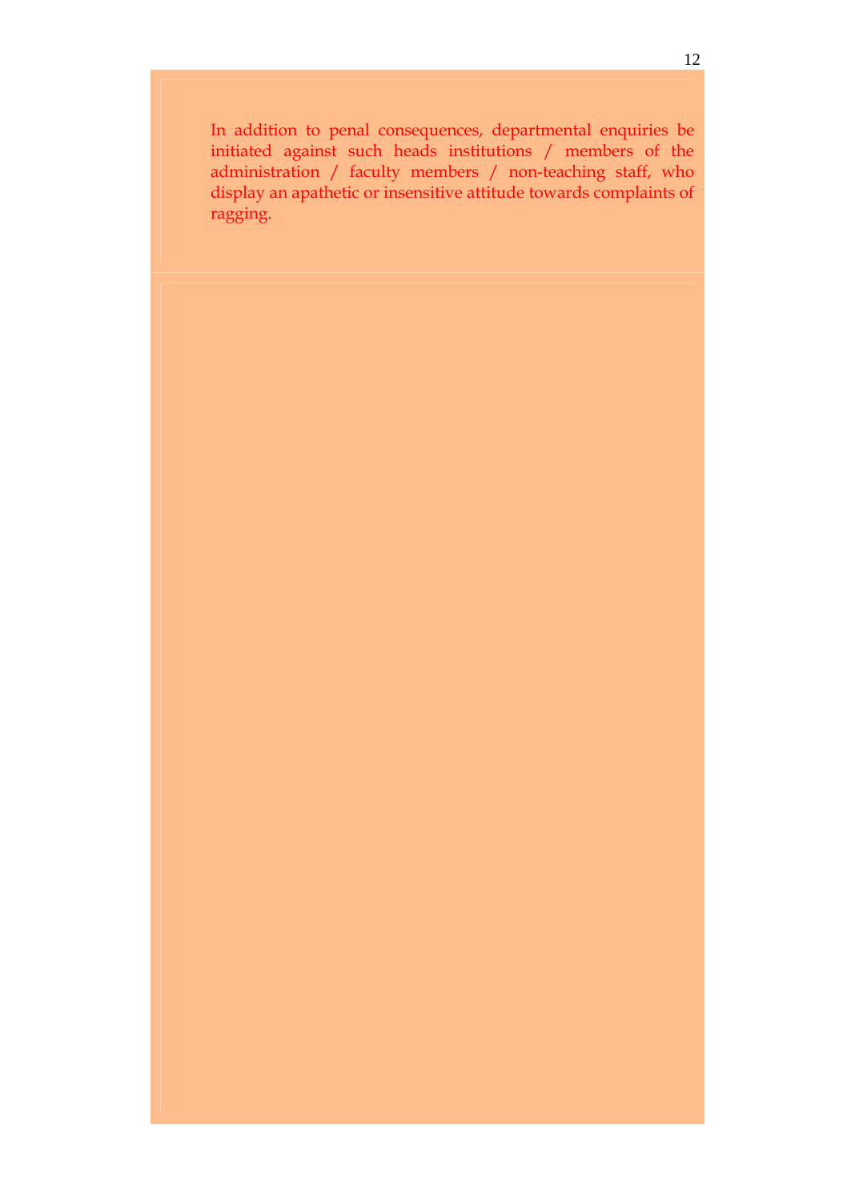In addition to penal consequences, departmental enquiries be initiated against such heads institutions / members of the administration / faculty members / non-teaching staff, who display an apathetic or insensitive attitude towards complaints of ragging.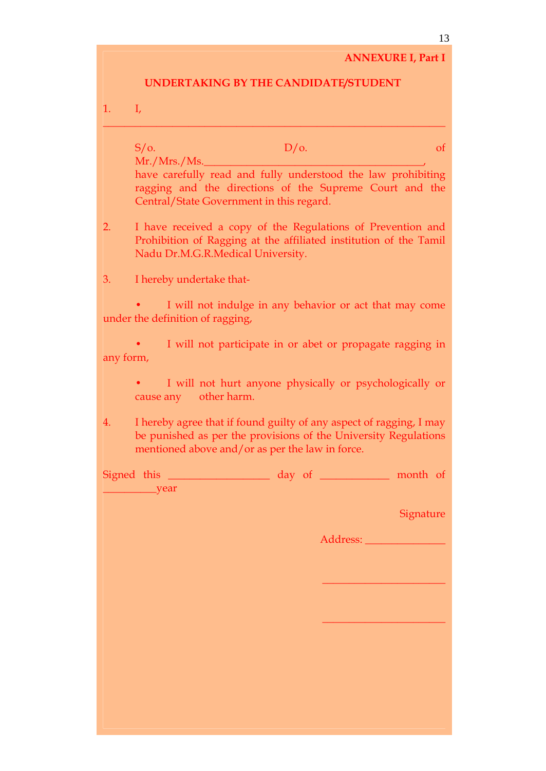**ANNEXURE I, Part I**

## UNDERTAKING BY THE CANDIDATE/STUDENT

1. I, ______________________________________________________________

   S/o. D/o. of Mr./Mrs./Ms.______________________________________, have carefully read and fully understood the law prohibiting ragging and the directions of the Supreme Court and the Central/State Government in this regard.

2. I have received a copy of the Regulations of Prevention and Prohibition of Ragging at the affiliated institution of the Tamil Nadu Dr.M.G.R.Medical University.

3. I hereby undertake that-

   - I will not indulge in any behavior or act that may come under the definition of ragging,
   - I will not participate in or abet or propagate ragging in any form,
   - I will not hurt anyone physically or psychologically or cause any other harm.

4. I hereby agree that if found guilty of any aspect of ragging, I may be punished as per the provisions of the University Regulations mentioned above and/or as per the law in force.

Signed this __________________ day of ____________ month of _________year

Signature

Address: ______________

______________________

______________________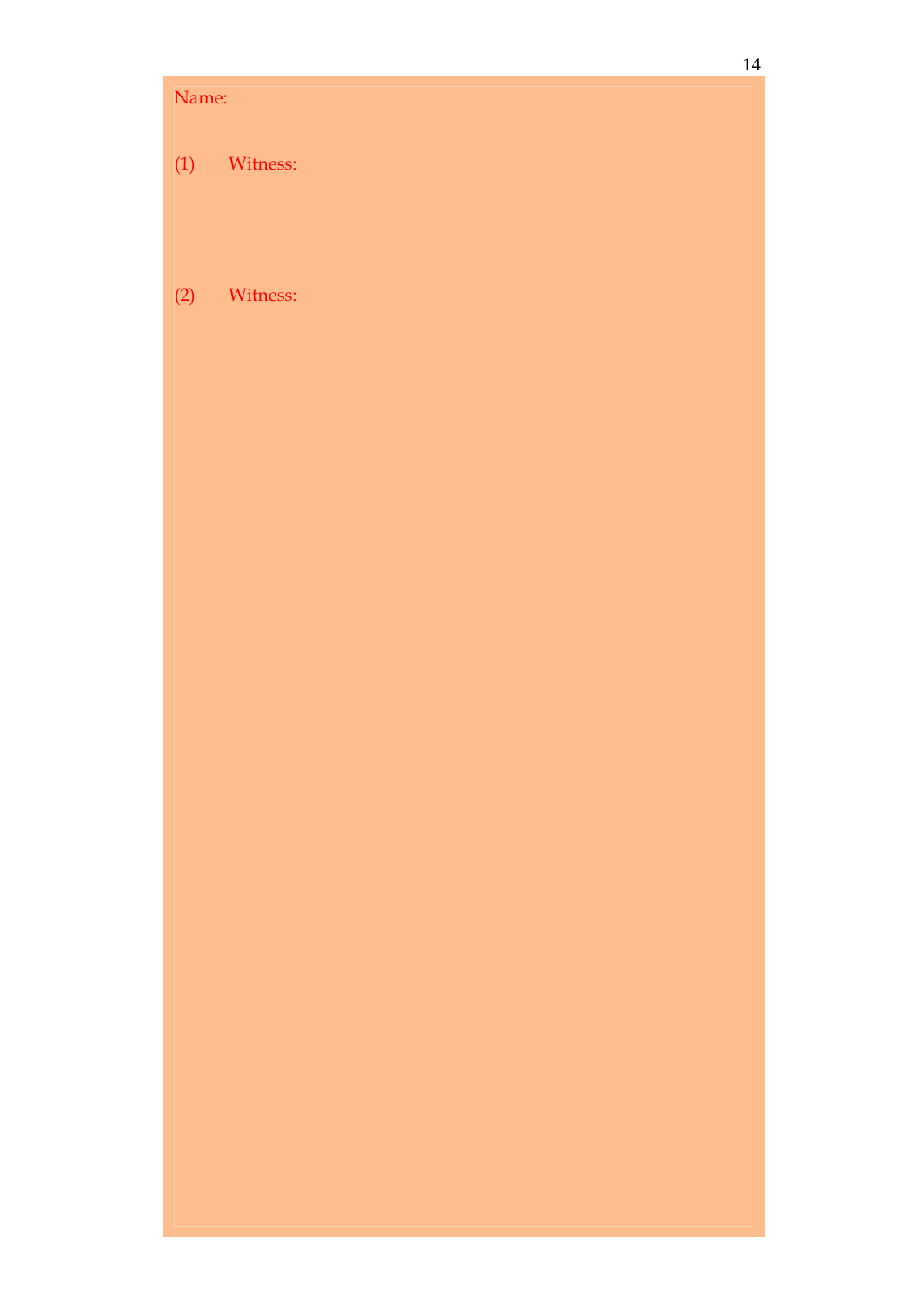Name:

(1) Witness:

(2) Witness: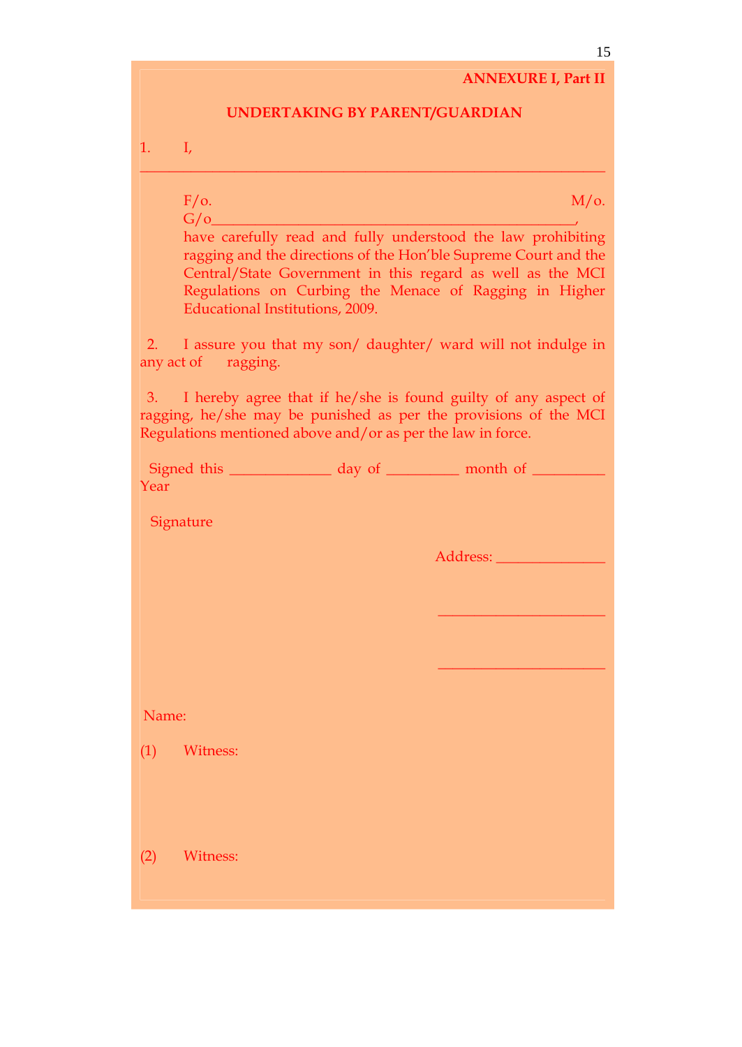**ANNEXURE I, Part II**

## UNDERTAKING BY PARENT/GUARDIAN

1. I, ________________________________________________________________

   F/o. M/o. G/o_______________________________________________, have carefully read and fully understood the law prohibiting ragging and the directions of the Hon'ble Supreme Court and the Central/State Government in this regard as well as the MCI Regulations on Curbing the Menace of Ragging in Higher Educational Institutions, 2009.

2. I assure you that my son/ daughter/ ward will not indulge in any act of ragging.

3. I hereby agree that if he/she is found guilty of any aspect of ragging, he/she may be punished as per the provisions of the MCI Regulations mentioned above and/or as per the law in force.

Signed this _____________ day of _________ month of _________ Year

Signature

Address: ______________

______________________

______________________

Name:

(1) Witness:

(2) Witness: